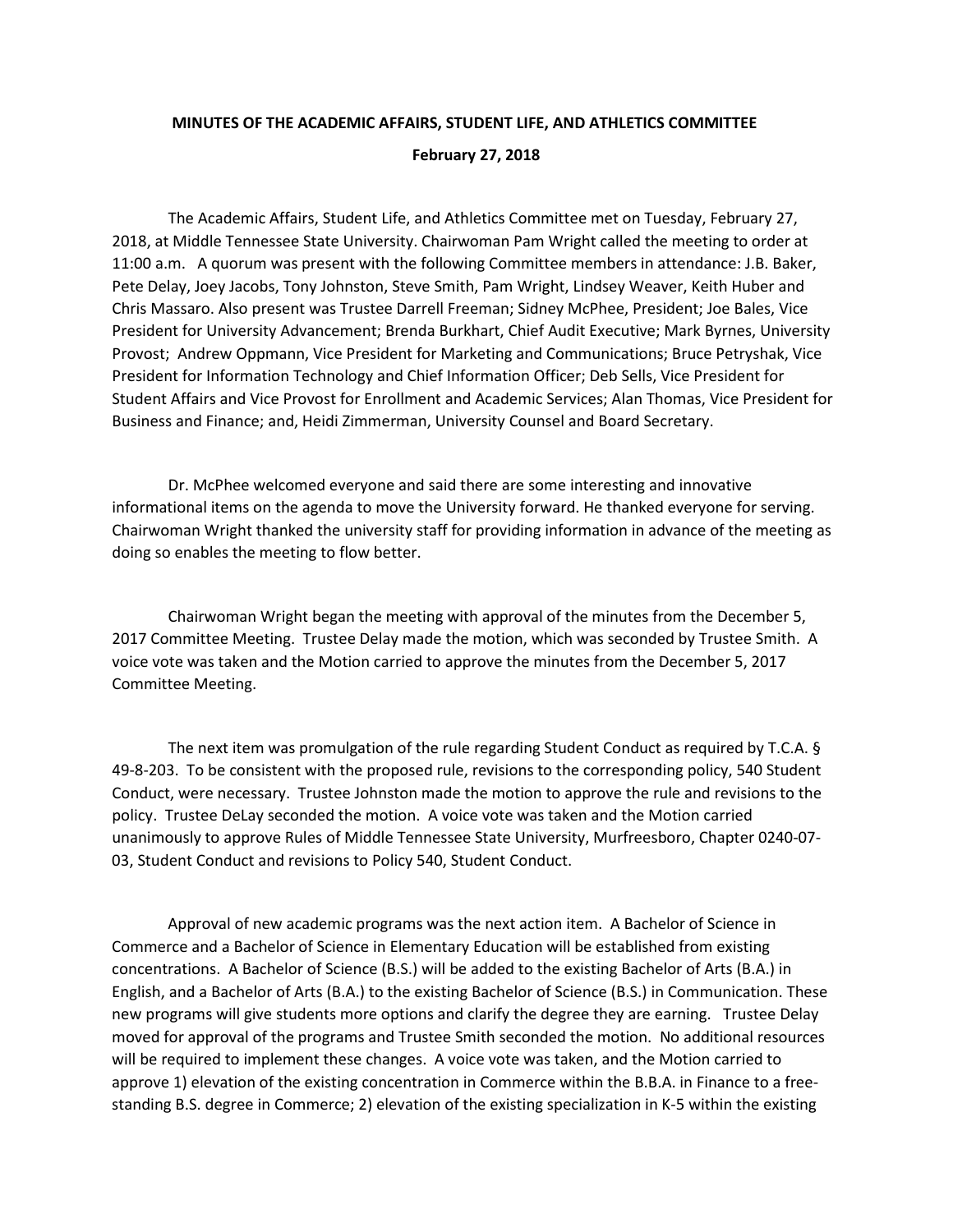**MINUTES OF THE ACADEMIC AFFAIRS, STUDENT LIFE, AND ATHLETICS COMMITTEE**

**February 27, 2018**

The Academic Affairs, Student Life, and Athletics Committee met on Tuesday, February 27, 2018, at Middle Tennessee State University. Chairwoman Pam Wright called the meeting to order at 11:00 a.m. A quorum was present with the following Committee members in attendance: J.B. Baker, Pete Delay, Joey Jacobs, Tony Johnston, Steve Smith, Pam Wright, Lindsey Weaver, Keith Huber and Chris Massaro. Also present was Trustee Darrell Freeman; Sidney McPhee, President; Joe Bales, Vice President for University Advancement; Brenda Burkhart, Chief Audit Executive; Mark Byrnes, University Provost; Andrew Oppmann, Vice President for Marketing and Communications; Bruce Petryshak, Vice President for Information Technology and Chief Information Officer; Deb Sells, Vice President for Student Affairs and Vice Provost for Enrollment and Academic Services; Alan Thomas, Vice President for Business and Finance; and, Heidi Zimmerman, University Counsel and Board Secretary.

Dr. McPhee welcomed everyone and said there are some interesting and innovative informational items on the agenda to move the University forward. He thanked everyone for serving. Chairwoman Wright thanked the university staff for providing information in advance of the meeting as doing so enables the meeting to flow better.

Chairwoman Wright began the meeting with approval of the minutes from the December 5, 2017 Committee Meeting. Trustee Delay made the motion, which was seconded by Trustee Smith. A voice vote was taken and the Motion carried to approve the minutes from the December 5, 2017 Committee Meeting.

The next item was promulgation of the rule regarding Student Conduct as required by T.C.A. § 49-8-203. To be consistent with the proposed rule, revisions to the corresponding policy, 540 Student Conduct, were necessary. Trustee Johnston made the motion to approve the rule and revisions to the policy. Trustee DeLay seconded the motion. A voice vote was taken and the Motion carried unanimously to approve Rules of Middle Tennessee State University, Murfreesboro, Chapter 0240-07-03, Student Conduct and revisions to Policy 540, Student Conduct.

Approval of new academic programs was the next action item. A Bachelor of Science in Commerce and a Bachelor of Science in Elementary Education will be established from existing concentrations. A Bachelor of Science (B.S.) will be added to the existing Bachelor of Arts (B.A.) in English, and a Bachelor of Arts (B.A.) to the existing Bachelor of Science (B.S.) in Communication. These new programs will give students more options and clarify the degree they are earning. Trustee Delay moved for approval of the programs and Trustee Smith seconded the motion. No additional resources will be required to implement these changes. A voice vote was taken, and the Motion carried to approve 1) elevation of the existing concentration in Commerce within the B.B.A. in Finance to a free-standing B.S. degree in Commerce; 2) elevation of the existing specialization in K-5 within the existing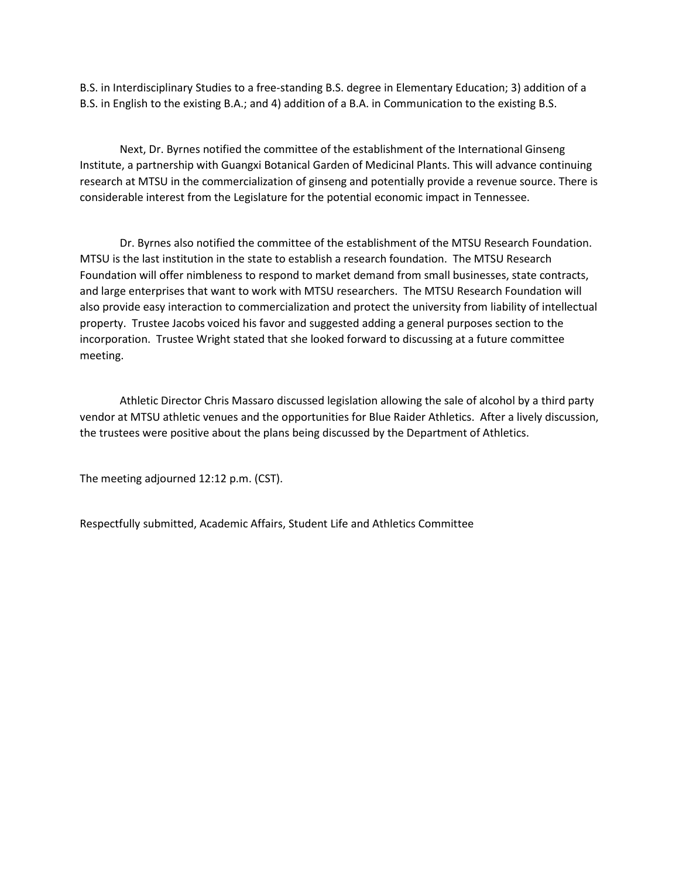B.S. in Interdisciplinary Studies to a free-standing B.S. degree in Elementary Education; 3) addition of a B.S. in English to the existing B.A.; and 4) addition of a B.A. in Communication to the existing B.S.

Next, Dr. Byrnes notified the committee of the establishment of the International Ginseng Institute, a partnership with Guangxi Botanical Garden of Medicinal Plants. This will advance continuing research at MTSU in the commercialization of ginseng and potentially provide a revenue source. There is considerable interest from the Legislature for the potential economic impact in Tennessee.

Dr. Byrnes also notified the committee of the establishment of the MTSU Research Foundation. MTSU is the last institution in the state to establish a research foundation. The MTSU Research Foundation will offer nimbleness to respond to market demand from small businesses, state contracts, and large enterprises that want to work with MTSU researchers. The MTSU Research Foundation will also provide easy interaction to commercialization and protect the university from liability of intellectual property. Trustee Jacobs voiced his favor and suggested adding a general purposes section to the incorporation. Trustee Wright stated that she looked forward to discussing at a future committee meeting.

Athletic Director Chris Massaro discussed legislation allowing the sale of alcohol by a third party vendor at MTSU athletic venues and the opportunities for Blue Raider Athletics. After a lively discussion, the trustees were positive about the plans being discussed by the Department of Athletics.

The meeting adjourned 12:12 p.m. (CST).

Respectfully submitted, Academic Affairs, Student Life and Athletics Committee